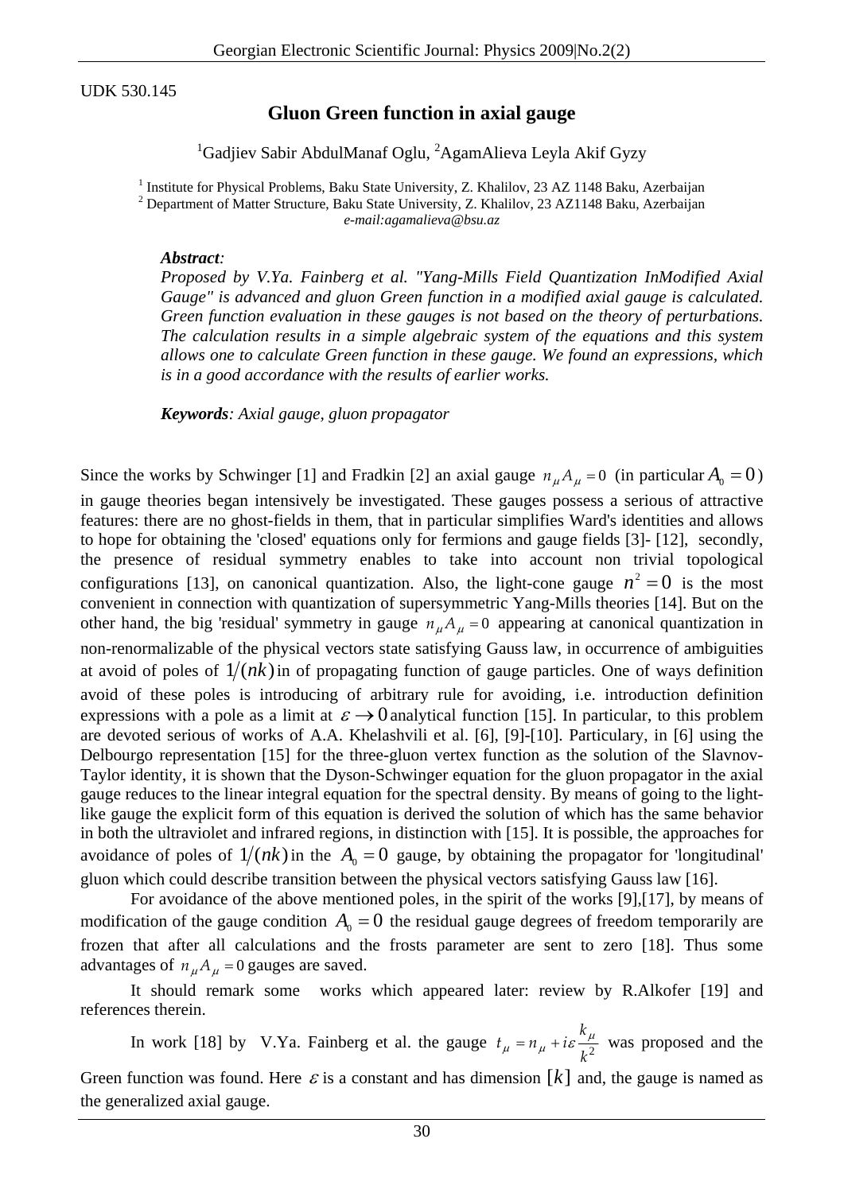UDK 530.145

# Gluon Green function in axial gauge

[1]Gadjiev Sabir AbdulManaf Oglu, [2]AgamAlieva Leyla Akif Gyzy

[1] Institute for Physical Problems, Baku State University, Z. Khalilov, 23 AZ 1148 Baku, Azerbaijan
[2] Department of Matter Structure, Baku State University, Z. Khalilov, 23 AZ1148 Baku, Azerbaijan
*e-mail:agamalieva@bsu.az*

***Abstract:***
*Proposed by V.Ya. Fainberg et al. "Yang-Mills Field Quantization InModified Axial Gauge" is advanced and gluon Green function in a modified axial gauge is calculated. Green function evaluation in these gauges is not based on the theory of perturbations. The calculation results in a simple algebraic system of the equations and this system allows one to calculate Green function in these gauge. We found an expressions, which is in a good accordance with the results of earlier works.*

***Keywords****: Axial gauge, gluon propagator*

Since the works by Schwinger [1] and Fradkin [2] an axial gauge $n_\mu A_\mu = 0$ (in particular $A_0 = 0$) in gauge theories began intensively be investigated. These gauges possess a serious of attractive features: there are no ghost-fields in them, that in particular simplifies Ward's identities and allows to hope for obtaining the 'closed' equations only for fermions and gauge fields [3]- [12], secondly, the presence of residual symmetry enables to take into account non trivial topological configurations [13], on canonical quantization. Also, the light-cone gauge $n^2 = 0$ is the most convenient in connection with quantization of supersymmetric Yang-Mills theories [14]. But on the other hand, the big 'residual' symmetry in gauge $n_\mu A_\mu = 0$ appearing at canonical quantization in non-renormalizable of the physical vectors state satisfying Gauss law, in occurrence of ambiguities at avoid of poles of $1/(nk)$ in of propagating function of gauge particles. One of ways definition avoid of these poles is introducing of arbitrary rule for avoiding, i.e. introduction definition expressions with a pole as a limit at $\varepsilon \to 0$ analytical function [15]. In particular, to this problem are devoted serious of works of A.A. Khelashvili et al. [6], [9]-[10]. Particulary, in [6] using the Delbourgo representation [15] for the three-gluon vertex function as the solution of the Slavnov-Taylor identity, it is shown that the Dyson-Schwinger equation for the gluon propagator in the axial gauge reduces to the linear integral equation for the spectral density. By means of going to the light-like gauge the explicit form of this equation is derived the solution of which has the same behavior in both the ultraviolet and infrared regions, in distinction with [15]. It is possible, the approaches for avoidance of poles of $1/(nk)$ in the $A_0 = 0$ gauge, by obtaining the propagator for 'longitudinal' gluon which could describe transition between the physical vectors satisfying Gauss law [16].

For avoidance of the above mentioned poles, in the spirit of the works [9],[17], by means of modification of the gauge condition $A_0 = 0$ the residual gauge degrees of freedom temporarily are frozen that after all calculations and the frosts parameter are sent to zero [18]. Thus some advantages of $n_\mu A_\mu = 0$ gauges are saved.

It should remark some works which appeared later: review by R.Alkofer [19] and references therein.

In work [18] by V.Ya. Fainberg et al. the gauge $t_\mu = n_\mu + i\varepsilon \dfrac{k_\mu}{k^2}$ was proposed and the Green function was found. Here $\varepsilon$ is a constant and has dimension $[k]$ and, the gauge is named as the generalized axial gauge.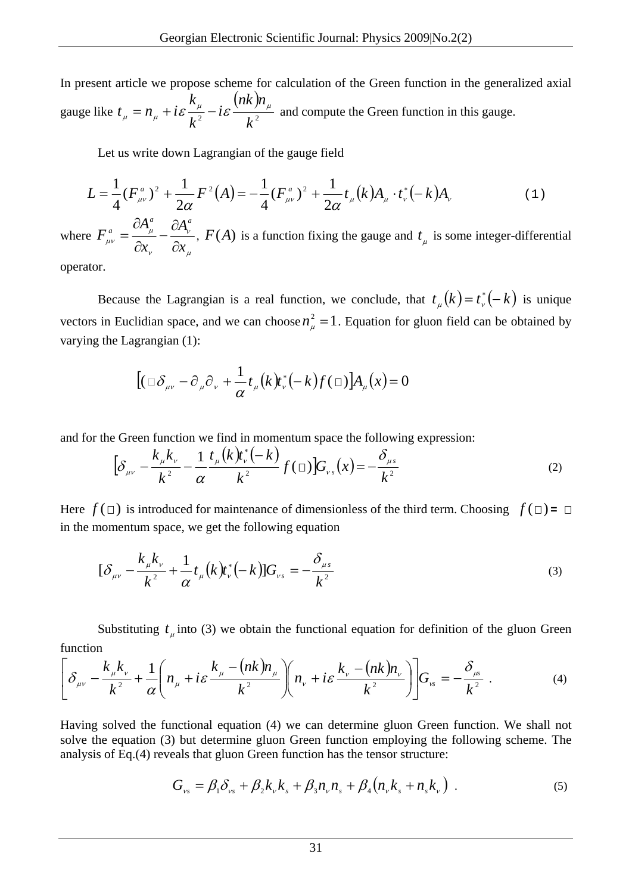In present article we propose scheme for calculation of the Green function in the generalized axial gauge like $t_\mu = n_\mu + i\varepsilon \frac{k_\mu}{k^2} - i\varepsilon \frac{(nk)n_\mu}{k^2}$ and compute the Green function in this gauge.

Let us write down Lagrangian of the gauge field

$$L = \frac{1}{4}(F^a_{\mu\nu})^2 + \frac{1}{2\alpha}F^2(A) = -\frac{1}{4}(F^a_{\mu\nu})^2 + \frac{1}{2\alpha}t_\mu(k)A_\mu \cdot t^*_\nu(-k)A_\nu \tag{1}$$

where $F^a_{\mu\nu} = \frac{\partial A^a_\mu}{\partial x_\nu} - \frac{\partial A^a_\nu}{\partial x_\mu}$, $F(A)$ is a function fixing the gauge and $t_\mu$ is some integer-differential operator.

Because the Lagrangian is a real function, we conclude, that $t_\mu(k) = t^*_\nu(-k)$ is unique vectors in Euclidian space, and we can choose $n^2_\mu = 1$. Equation for gluon field can be obtained by varying the Lagrangian (1):

$$[(\square\delta_{\mu\nu} - \partial_\mu\partial_\nu + \frac{1}{\alpha}t_\mu(k)t^*_\nu(-k)f(\square)]A_\mu(x) = 0$$

and for the Green function we find in momentum space the following expression:

$$[\delta_{\mu\nu} - \frac{k_\mu k_\nu}{k^2} - \frac{1}{\alpha}\frac{t_\mu(k)t^*_\nu(-k)}{k^2}f(\square)]G_{\nu s}(x) = -\frac{\delta_{\mu s}}{k^2} \tag{2}$$

Here $f(\square)$ is introduced for maintenance of dimensionless of the third term. Choosing $f(\square) = \square$ in the momentum space, we get the following equation

$$[\delta_{\mu\nu} - \frac{k_\mu k_\nu}{k^2} + \frac{1}{\alpha}t_\mu(k)t^*_\nu(-k)]G_{\nu s} = -\frac{\delta_{\mu s}}{k^2} \tag{3}$$

Substituting $t_\mu$ into (3) we obtain the functional equation for definition of the gluon Green function

$$\left[\delta_{\mu\nu} - \frac{k_\mu k_\nu}{k^2} + \frac{1}{\alpha}\left(n_\mu + i\varepsilon\frac{k_\mu - (nk)n_\mu}{k^2}\right)\left(n_\nu + i\varepsilon\frac{k_\nu - (nk)n_\nu}{k^2}\right)\right]G_{\nu s} = -\frac{\delta_{\mu s}}{k^2} \ . \tag{4}$$

Having solved the functional equation (4) we can determine gluon Green function. We shall not solve the equation (3) but determine gluon Green function employing the following scheme. The analysis of Eq.(4) reveals that gluon Green function has the tensor structure:

$$G_{\nu s} = \beta_1\delta_{\nu s} + \beta_2 k_\nu k_s + \beta_3 n_\nu n_s + \beta_4(n_\nu k_s + n_s k_\nu) \ . \tag{5}$$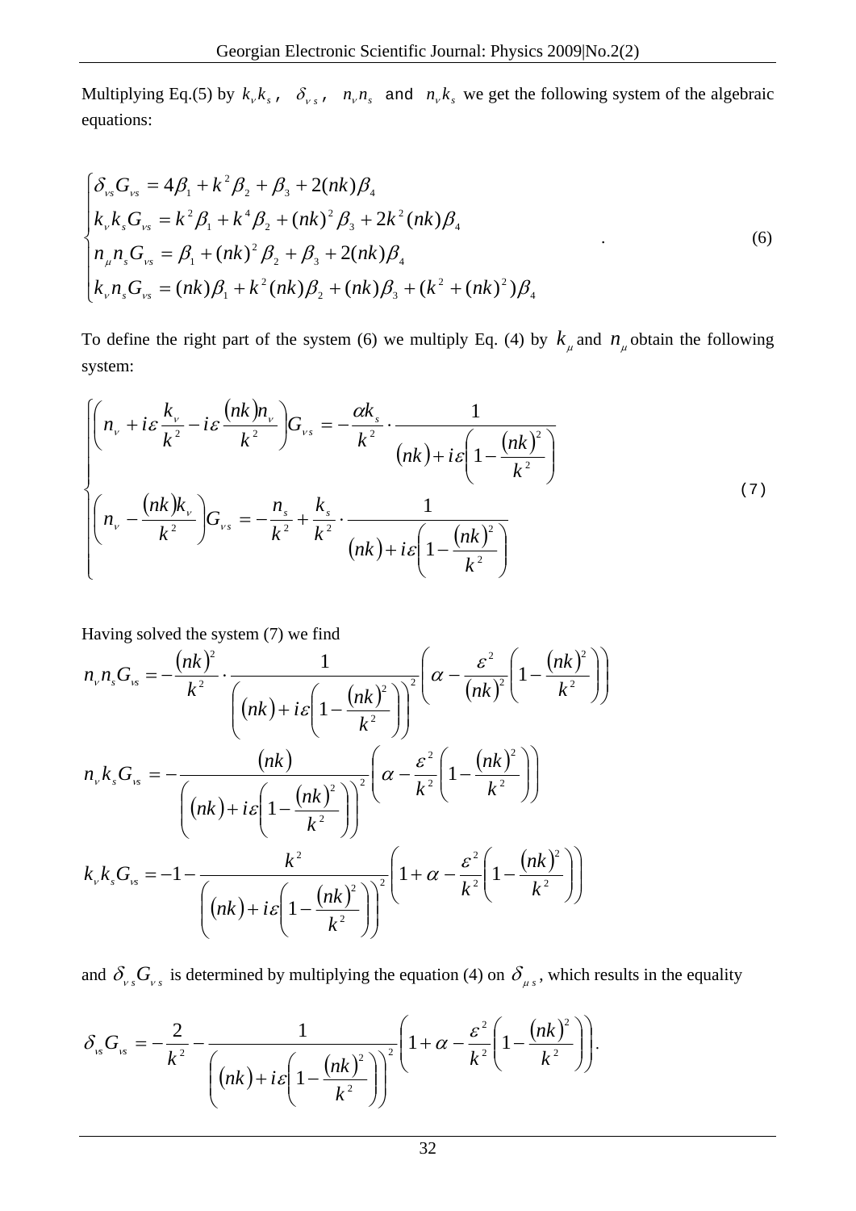Multiplying Eq.(5) by $k_\nu k_s$, $\delta_{\nu s}$, $n_\nu n_s$ and $n_\nu k_s$ we get the following system of the algebraic equations:

$$
\begin{cases}
\delta_{\nu s} G_{\nu s} = 4\beta_1 + k^2\beta_2 + \beta_3 + 2(nk)\beta_4 \\
k_\nu k_s G_{\nu s} = k^2\beta_1 + k^4\beta_2 + (nk)^2\beta_3 + 2k^2(nk)\beta_4 \\
n_\mu n_s G_{\nu s} = \beta_1 + (nk)^2\beta_2 + \beta_3 + 2(nk)\beta_4 \\
k_\nu n_s G_{\nu s} = (nk)\beta_1 + k^2(nk)\beta_2 + (nk)\beta_3 + (k^2 + (nk)^2)\beta_4
\end{cases}
\quad . \tag{6}
$$

To define the right part of the system (6) we multiply Eq. (4) by $k_\mu$ and $n_\mu$ obtain the following system:

$$
\begin{cases}
\left( n_\nu + i\varepsilon \dfrac{k_\nu}{k^2} - i\varepsilon \dfrac{(nk)n_\nu}{k^2} \right) G_{\nu s} = -\dfrac{\alpha k_s}{k^2} \cdot \dfrac{1}{(nk) + i\varepsilon\left(1 - \dfrac{(nk)^2}{k^2}\right)} \\
\left( n_\nu - \dfrac{(nk)k_\nu}{k^2} \right) G_{\nu s} = -\dfrac{n_s}{k^2} + \dfrac{k_s}{k^2} \cdot \dfrac{1}{(nk) + i\varepsilon\left(1 - \dfrac{(nk)^2}{k^2}\right)}
\end{cases}
\tag{7}
$$

Having solved the system (7) we find

$$
n_\nu n_s G_{\nu s} = -\frac{(nk)^2}{k^2} \cdot \frac{1}{\left((nk) + i\varepsilon\left(1 - \frac{(nk)^2}{k^2}\right)\right)^2} \left( \alpha - \frac{\varepsilon^2}{(nk)^2}\left(1 - \frac{(nk)^2}{k^2}\right) \right)
$$

$$
n_\nu k_s G_{\nu s} = -\frac{(nk)}{\left((nk) + i\varepsilon\left(1 - \frac{(nk)^2}{k^2}\right)\right)^2} \left( \alpha - \frac{\varepsilon^2}{k^2}\left(1 - \frac{(nk)^2}{k^2}\right) \right)
$$

$$
k_\nu k_s G_{\nu s} = -1 - \frac{k^2}{\left((nk) + i\varepsilon\left(1 - \frac{(nk)^2}{k^2}\right)\right)^2} \left( 1 + \alpha - \frac{\varepsilon^2}{k^2}\left(1 - \frac{(nk)^2}{k^2}\right) \right)
$$

and $\delta_{\nu s} G_{\nu s}$ is determined by multiplying the equation (4) on $\delta_{\mu s}$, which results in the equality

$$
\delta_{\nu s} G_{\nu s} = -\frac{2}{k^2} - \frac{1}{\left((nk) + i\varepsilon\left(1 - \frac{(nk)^2}{k^2}\right)\right)^2} \left( 1 + \alpha - \frac{\varepsilon^2}{k^2}\left(1 - \frac{(nk)^2}{k^2}\right) \right).
$$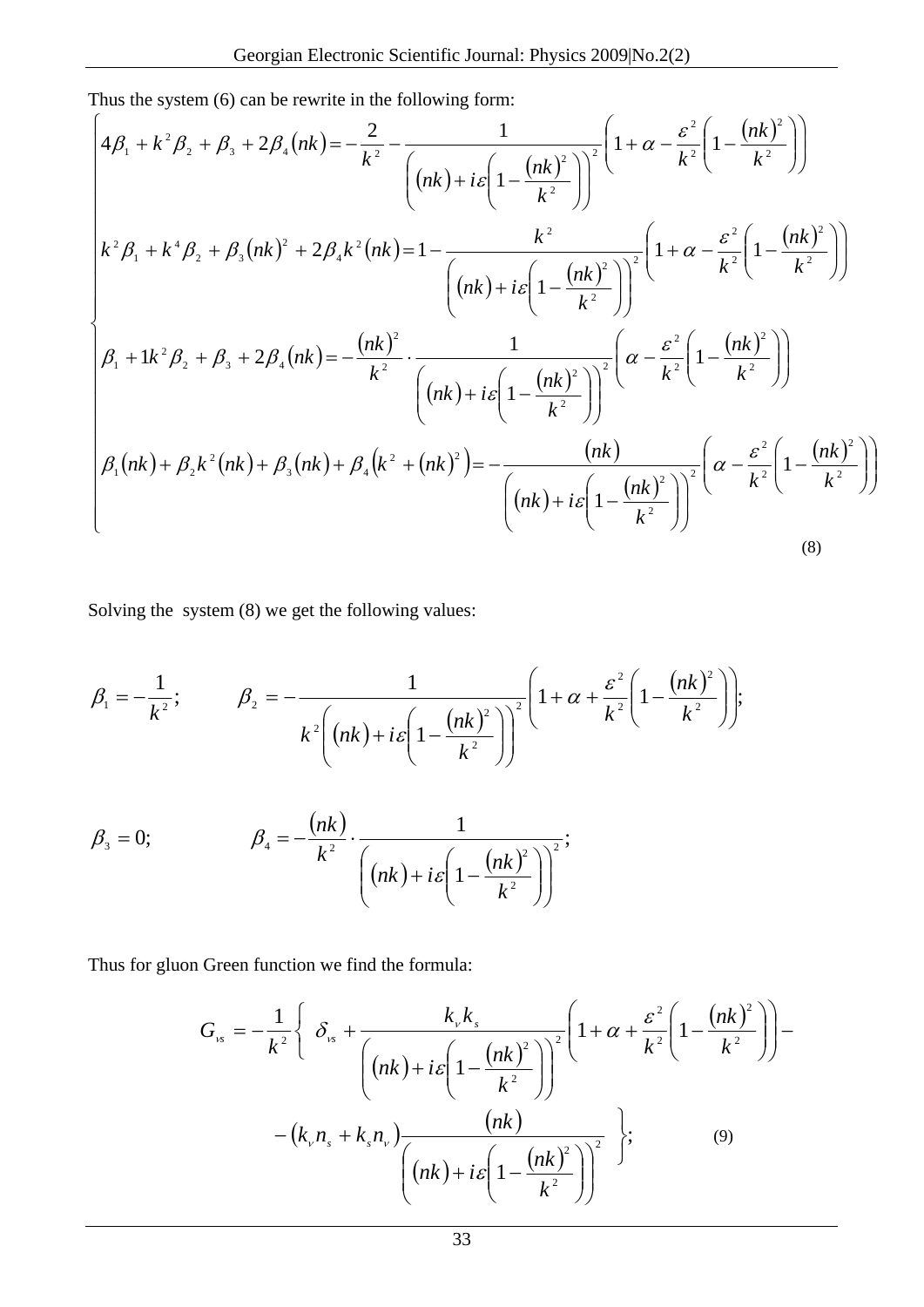Thus the system (6) can be rewrite in the following form:

$$
\begin{cases}
4\beta_1 + k^2\beta_2 + \beta_3 + 2\beta_4(nk) = -\dfrac{2}{k^2} - \dfrac{1}{\left((nk) + i\varepsilon\left(1 - \dfrac{(nk)^2}{k^2}\right)\right)^2}\left(1 + \alpha - \dfrac{\varepsilon^2}{k^2}\left(1 - \dfrac{(nk)^2}{k^2}\right)\right) \\[2ex]
k^2\beta_1 + k^4\beta_2 + \beta_3(nk)^2 + 2\beta_4 k^2(nk) = 1 - \dfrac{k^2}{\left((nk) + i\varepsilon\left(1 - \dfrac{(nk)^2}{k^2}\right)\right)^2}\left(1 + \alpha - \dfrac{\varepsilon^2}{k^2}\left(1 - \dfrac{(nk)^2}{k^2}\right)\right) \\[2ex]
\beta_1 + 1k^2\beta_2 + \beta_3 + 2\beta_4(nk) = -\dfrac{(nk)^2}{k^2}\cdot\dfrac{1}{\left((nk) + i\varepsilon\left(1 - \dfrac{(nk)^2}{k^2}\right)\right)^2}\left(\alpha - \dfrac{\varepsilon^2}{k^2}\left(1 - \dfrac{(nk)^2}{k^2}\right)\right) \\[2ex]
\beta_1(nk) + \beta_2 k^2(nk) + \beta_3(nk) + \beta_4\left(k^2 + (nk)^2\right) = -\dfrac{(nk)}{\left((nk) + i\varepsilon\left(1 - \dfrac{(nk)^2}{k^2}\right)\right)^2}\left(\alpha - \dfrac{\varepsilon^2}{k^2}\left(1 - \dfrac{(nk)^2}{k^2}\right)\right)
\end{cases}
\tag{8}
$$

Solving the system (8) we get the following values:

$$
\beta_1 = -\frac{1}{k^2}; \qquad \beta_2 = -\frac{1}{k^2\left((nk) + i\varepsilon\left(1 - \dfrac{(nk)^2}{k^2}\right)\right)^2}\left(1 + \alpha + \frac{\varepsilon^2}{k^2}\left(1 - \frac{(nk)^2}{k^2}\right)\right);
$$

$$
\beta_3 = 0; \qquad \beta_4 = -\frac{(nk)}{k^2}\cdot\frac{1}{\left((nk) + i\varepsilon\left(1 - \dfrac{(nk)^2}{k^2}\right)\right)^2};
$$

Thus for gluon Green function we find the formula:

$$
G_{\nu s} = -\frac{1}{k^2}\left\{ \delta_{\nu s} + \frac{k_\nu k_s}{\left((nk) + i\varepsilon\left(1 - \dfrac{(nk)^2}{k^2}\right)\right)^2}\left(1 + \alpha + \frac{\varepsilon^2}{k^2}\left(1 - \frac{(nk)^2}{k^2}\right)\right) - \left(k_\nu n_s + k_s n_\nu\right)\frac{(nk)}{\left((nk) + i\varepsilon\left(1 - \dfrac{(nk)^2}{k^2}\right)\right)^2} \right\}; \tag{9}
$$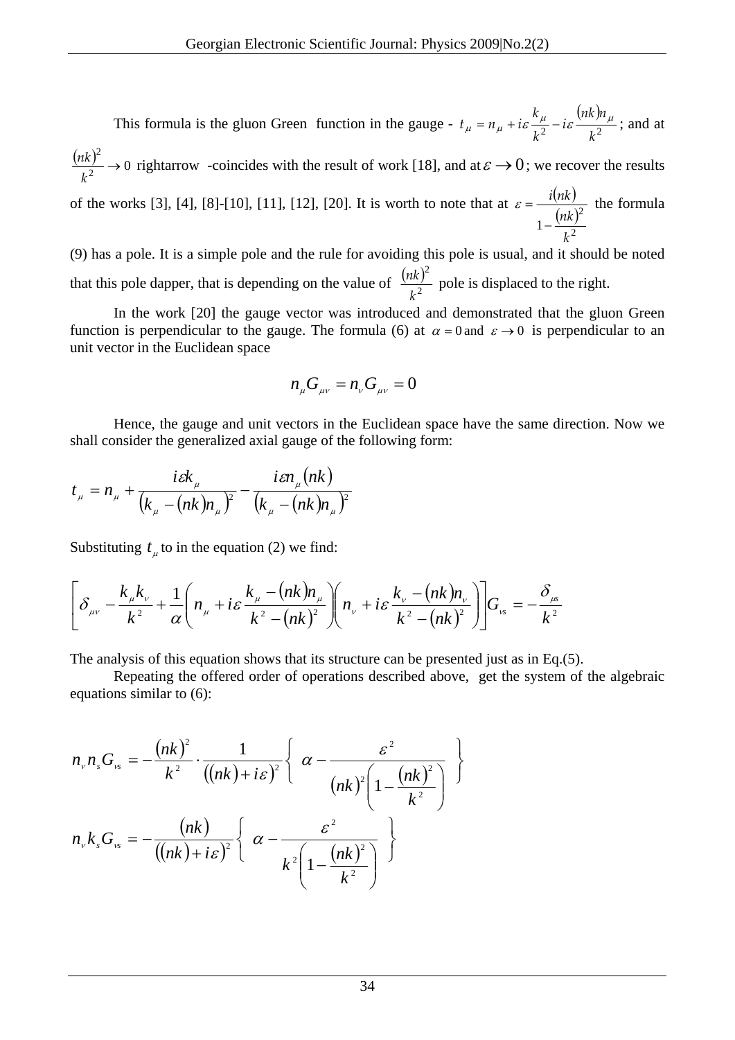This formula is the gluon Green function in the gauge - $t_\mu = n_\mu + i\varepsilon \frac{k_\mu}{k^2} - i\varepsilon \frac{(nk)n_\mu}{k^2}$; and at $\frac{(nk)^2}{k^2} \to 0$ rightarrow -coincides with the result of work [18], and at $\varepsilon \to 0$; we recover the results of the works [3], [4], [8]-[10], [11], [12], [20]. It is worth to note that at $\varepsilon = \frac{i(nk)}{1 - \frac{(nk)^2}{k^2}}$ the formula (9) has a pole. It is a simple pole and the rule for avoiding this pole is usual, and it should be noted that this pole dapper, that is depending on the value of $\frac{(nk)^2}{k^2}$ pole is displaced to the right.

In the work [20] the gauge vector was introduced and demonstrated that the gluon Green function is perpendicular to the gauge. The formula (6) at $\alpha = 0$ and $\varepsilon \to 0$ is perpendicular to an unit vector in the Euclidean space

$$n_\mu G_{\mu\nu} = n_\nu G_{\mu\nu} = 0$$

Hence, the gauge and unit vectors in the Euclidean space have the same direction. Now we shall consider the generalized axial gauge of the following form:

$$t_\mu = n_\mu + \frac{i\varepsilon k_\mu}{\left(k_\mu - (nk)n_\mu\right)^2} - \frac{i\varepsilon n_\mu (nk)}{\left(k_\mu - (nk)n_\mu\right)^2}$$

Substituting $t_\mu$ to in the equation (2) we find:

$$\left[\delta_{\mu\nu} - \frac{k_\mu k_\nu}{k^2} + \frac{1}{\alpha}\left(n_\mu + i\varepsilon \frac{k_\mu - (nk)n_\mu}{k^2 - (nk)^2}\right)\left(n_\nu + i\varepsilon \frac{k_\nu - (nk)n_\nu}{k^2 - (nk)^2}\right)\right] G_{\nu s} = -\frac{\delta_{\mu s}}{k^2}$$

The analysis of this equation shows that its structure can be presented just as in Eq.(5).

Repeating the offered order of operations described above, get the system of the algebraic equations similar to (6):

$$n_\nu n_s G_{\nu s} = -\frac{(nk)^2}{k^2} \cdot \frac{1}{\left((nk) + i\varepsilon\right)^2} \left\{ \alpha - \frac{\varepsilon^2}{(nk)^2 \left(1 - \frac{(nk)^2}{k^2}\right)} \right\}$$

$$n_\nu k_s G_{\nu s} = -\frac{(nk)}{\left((nk) + i\varepsilon\right)^2} \left\{ \alpha - \frac{\varepsilon^2}{k^2 \left(1 - \frac{(nk)^2}{k^2}\right)} \right\}$$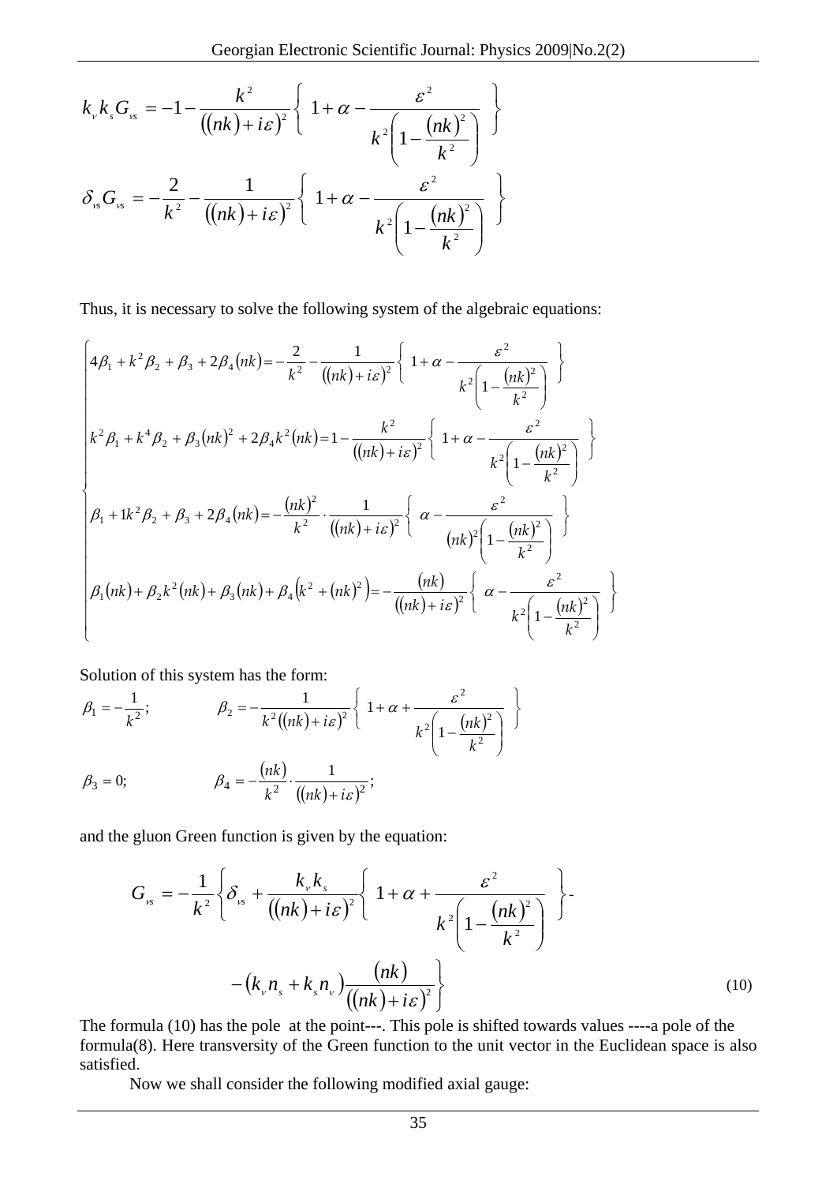$$k_\nu k_s G_{\nu s} = -1 - \frac{k^2}{\left((nk)+i\varepsilon\right)^2}\left\{ 1+\alpha - \frac{\varepsilon^2}{k^2\left(1-\frac{(nk)^2}{k^2}\right)} \right\}$$

$$\delta_{\nu s} G_{\nu s} = -\frac{2}{k^2} - \frac{1}{\left((nk)+i\varepsilon\right)^2}\left\{ 1+\alpha - \frac{\varepsilon^2}{k^2\left(1-\frac{(nk)^2}{k^2}\right)} \right\}$$

Thus, it is necessary to solve the following system of the algebraic equations:

$$\begin{cases}
4\beta_1 + k^2\beta_2 + \beta_3 + 2\beta_4(nk) = -\frac{2}{k^2} - \frac{1}{\left((nk)+i\varepsilon\right)^2}\left\{ 1+\alpha - \frac{\varepsilon^2}{k^2\left(1-\frac{(nk)^2}{k^2}\right)} \right\} \\
k^2\beta_1 + k^4\beta_2 + \beta_3(nk)^2 + 2\beta_4 k^2(nk) = 1 - \frac{k^2}{\left((nk)+i\varepsilon\right)^2}\left\{ 1+\alpha - \frac{\varepsilon^2}{k^2\left(1-\frac{(nk)^2}{k^2}\right)} \right\} \\
\beta_1 + 1k^2\beta_2 + \beta_3 + 2\beta_4(nk) = -\frac{(nk)^2}{k^2}\cdot\frac{1}{\left((nk)+i\varepsilon\right)^2}\left\{ \alpha - \frac{\varepsilon^2}{(nk)^2\left(1-\frac{(nk)^2}{k^2}\right)} \right\} \\
\beta_1(nk) + \beta_2 k^2(nk) + \beta_3(nk) + \beta_4\left(k^2+(nk)^2\right) = -\frac{(nk)}{\left((nk)+i\varepsilon\right)^2}\left\{ \alpha - \frac{\varepsilon^2}{k^2\left(1-\frac{(nk)^2}{k^2}\right)} \right\}
\end{cases}$$

Solution of this system has the form:

$$\beta_1 = -\frac{1}{k^2}; \qquad \beta_2 = -\frac{1}{k^2\left((nk)+i\varepsilon\right)^2}\left\{ 1+\alpha + \frac{\varepsilon^2}{k^2\left(1-\frac{(nk)^2}{k^2}\right)} \right\}$$

$$\beta_3 = 0; \qquad \beta_4 = -\frac{(nk)}{k^2}\cdot\frac{1}{\left((nk)+i\varepsilon\right)^2};$$

and the gluon Green function is given by the equation:

$$G_{\nu s} = -\frac{1}{k^2}\left\{ \delta_{\nu s} + \frac{k_\nu k_s}{\left((nk)+i\varepsilon\right)^2}\left\{ 1+\alpha + \frac{\varepsilon^2}{k^2\left(1-\frac{(nk)^2}{k^2}\right)} \right\} - \left(k_\nu n_s + k_s n_\nu\right)\frac{(nk)}{\left((nk)+i\varepsilon\right)^2} \right\} \tag{10}$$

The formula (10) has the pole at the point---. This pole is shifted towards values ----a pole of the formula(8). Here transversity of the Green function to the unit vector in the Euclidean space is also satisfied.

Now we shall consider the following modified axial gauge: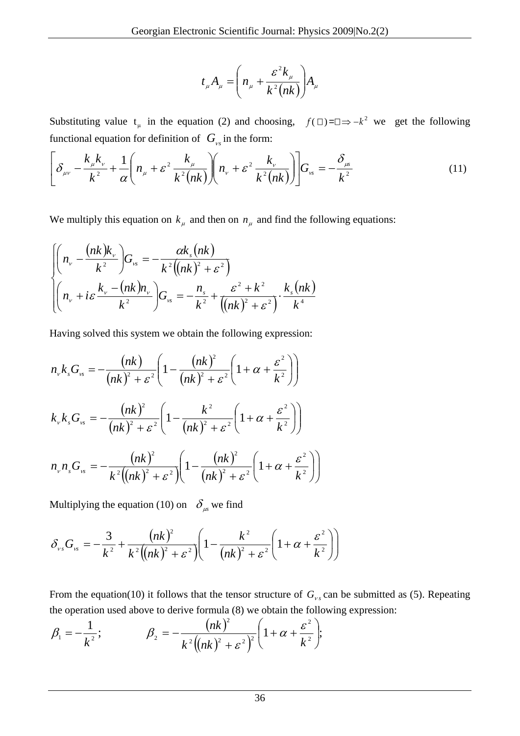$$t_\mu A_\mu = \left( n_\mu + \frac{\varepsilon^2 k_\mu}{k^2 (nk)} \right) A_\mu$$

Substituting value $t_\mu$ in the equation (2) and choosing, $f(\Box) = \Box \Rightarrow -k^2$ we get the following functional equation for definition of $G_{\nu s}$ in the form:

$$\left[ \delta_{\mu\nu} - \frac{k_\mu k_\nu}{k^2} + \frac{1}{\alpha} \left( n_\mu + \varepsilon^2 \frac{k_\mu}{k^2 (nk)} \right) \left( n_\nu + \varepsilon^2 \frac{k_\nu}{k^2 (nk)} \right) \right] G_{\nu s} = -\frac{\delta_{\mu s}}{k^2} \tag{11}$$

We multiply this equation on $k_\mu$ and then on $n_\mu$ and find the following equations:

$$\begin{cases} \left( n_\nu - \dfrac{(nk) k_\nu}{k^2} \right) G_{\nu s} = -\dfrac{\alpha k_s (nk)}{k^2 \left( (nk)^2 + \varepsilon^2 \right)} \\ \left( n_\nu + i\varepsilon \dfrac{k_\nu - (nk) n_\nu}{k^2} \right) G_{\nu s} = -\dfrac{n_s}{k^2} + \dfrac{\varepsilon^2 + k^2}{\left( (nk)^2 + \varepsilon^2 \right)} \cdot \dfrac{k_s (nk)}{k^4} \end{cases}$$

Having solved this system we obtain the following expression:

$$n_\nu k_s G_{\nu s} = -\frac{(nk)}{(nk)^2 + \varepsilon^2} \left( 1 - \frac{(nk)^2}{(nk)^2 + \varepsilon^2} \left( 1 + \alpha + \frac{\varepsilon^2}{k^2} \right) \right)$$

$$k_\nu k_s G_{\nu s} = -\frac{(nk)^2}{(nk)^2 + \varepsilon^2} \left( 1 - \frac{k^2}{(nk)^2 + \varepsilon^2} \left( 1 + \alpha + \frac{\varepsilon^2}{k^2} \right) \right)$$

$$n_\nu n_s G_{\nu s} = -\frac{(nk)^2}{k^2 \left( (nk)^2 + \varepsilon^2 \right)} \left( 1 - \frac{(nk)^2}{(nk)^2 + \varepsilon^2} \left( 1 + \alpha + \frac{\varepsilon^2}{k^2} \right) \right)$$

Multiplying the equation (10) on $\delta_{\mu s}$ we find

$$\delta_{\nu s} G_{\nu s} = -\frac{3}{k^2} + \frac{(nk)^2}{k^2 \left( (nk)^2 + \varepsilon^2 \right)} \left( 1 - \frac{k^2}{(nk)^2 + \varepsilon^2} \left( 1 + \alpha + \frac{\varepsilon^2}{k^2} \right) \right)$$

From the equation(10) it follows that the tensor structure of $G_{\nu s}$ can be submitted as (5). Repeating the operation used above to derive formula (8) we obtain the following expression:

$$\beta_1 = -\frac{1}{k^2}; \qquad \beta_2 = -\frac{(nk)^2}{k^2 \left( (nk)^2 + \varepsilon^2 \right)^2} \left( 1 + \alpha + \frac{\varepsilon^2}{k^2} \right);$$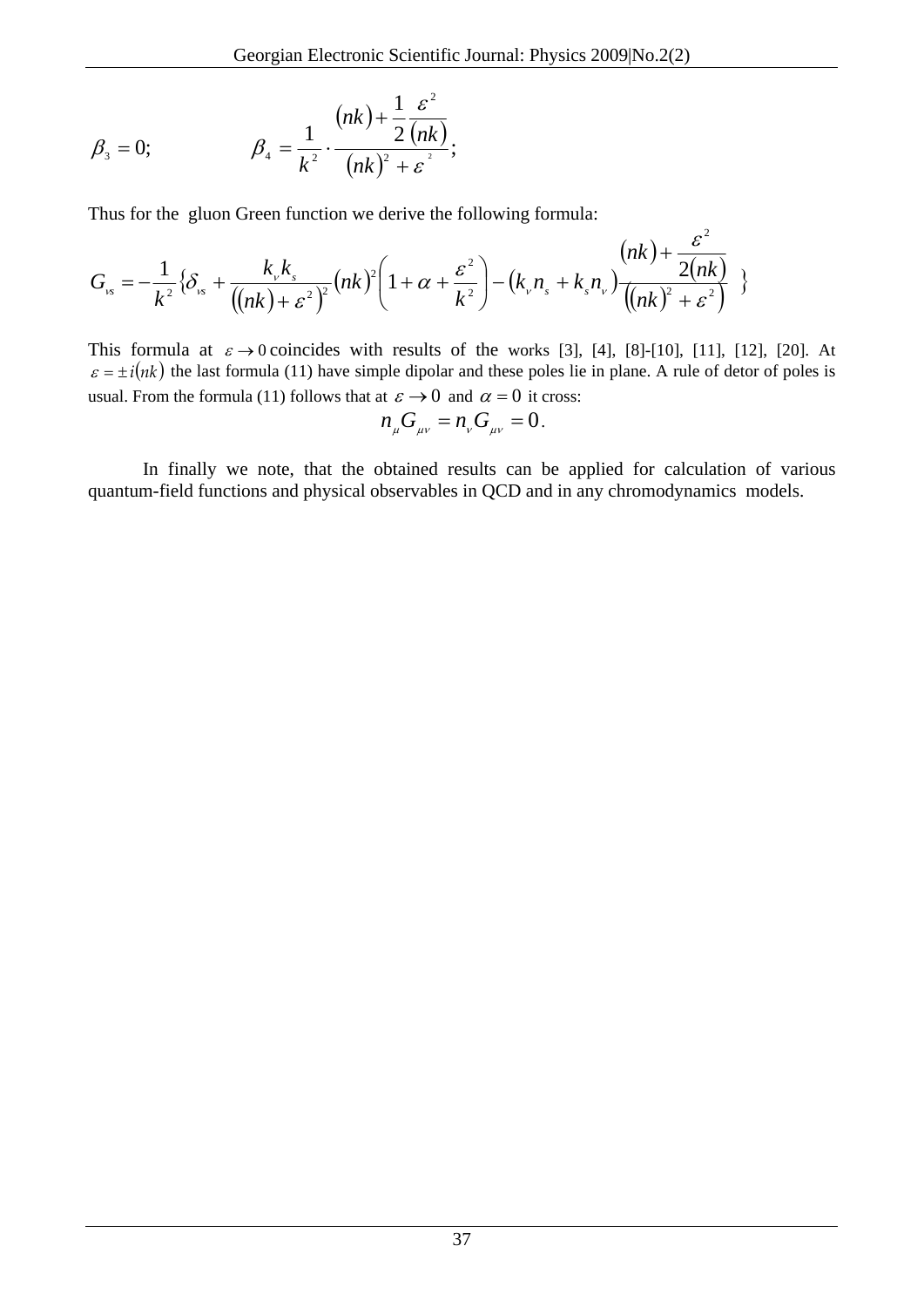$$\beta_3 = 0; \qquad \beta_4 = \frac{1}{k^2} \cdot \frac{(nk) + \frac{1}{2}\frac{\varepsilon^2}{(nk)}}{(nk)^2 + \varepsilon^2};$$

Thus for the gluon Green function we derive the following formula:

$$G_{\nu s} = -\frac{1}{k^2}\left\{\delta_{\nu s} + \frac{k_\nu k_s}{\left((nk) + \varepsilon^2\right)^2}(nk)^2\left(1 + \alpha + \frac{\varepsilon^2}{k^2}\right) - \left(k_\nu n_s + k_s n_\nu\right)\frac{(nk) + \frac{\varepsilon^2}{2(nk)}}{\left((nk)^2 + \varepsilon^2\right)}\right\}$$

This formula at $\varepsilon \to 0$ coincides with results of the works [3], [4], [8]-[10], [11], [12], [20]. At $\varepsilon = \pm i(nk)$ the last formula (11) have simple dipolar and these poles lie in plane. A rule of detor of poles is usual. From the formula (11) follows that at $\varepsilon \to 0$ and $\alpha = 0$ it cross:

$$n_\mu G_{\mu\nu} = n_\nu G_{\mu\nu} = 0.$$

In finally we note, that the obtained results can be applied for calculation of various quantum-field functions and physical observables in QCD and in any chromodynamics models.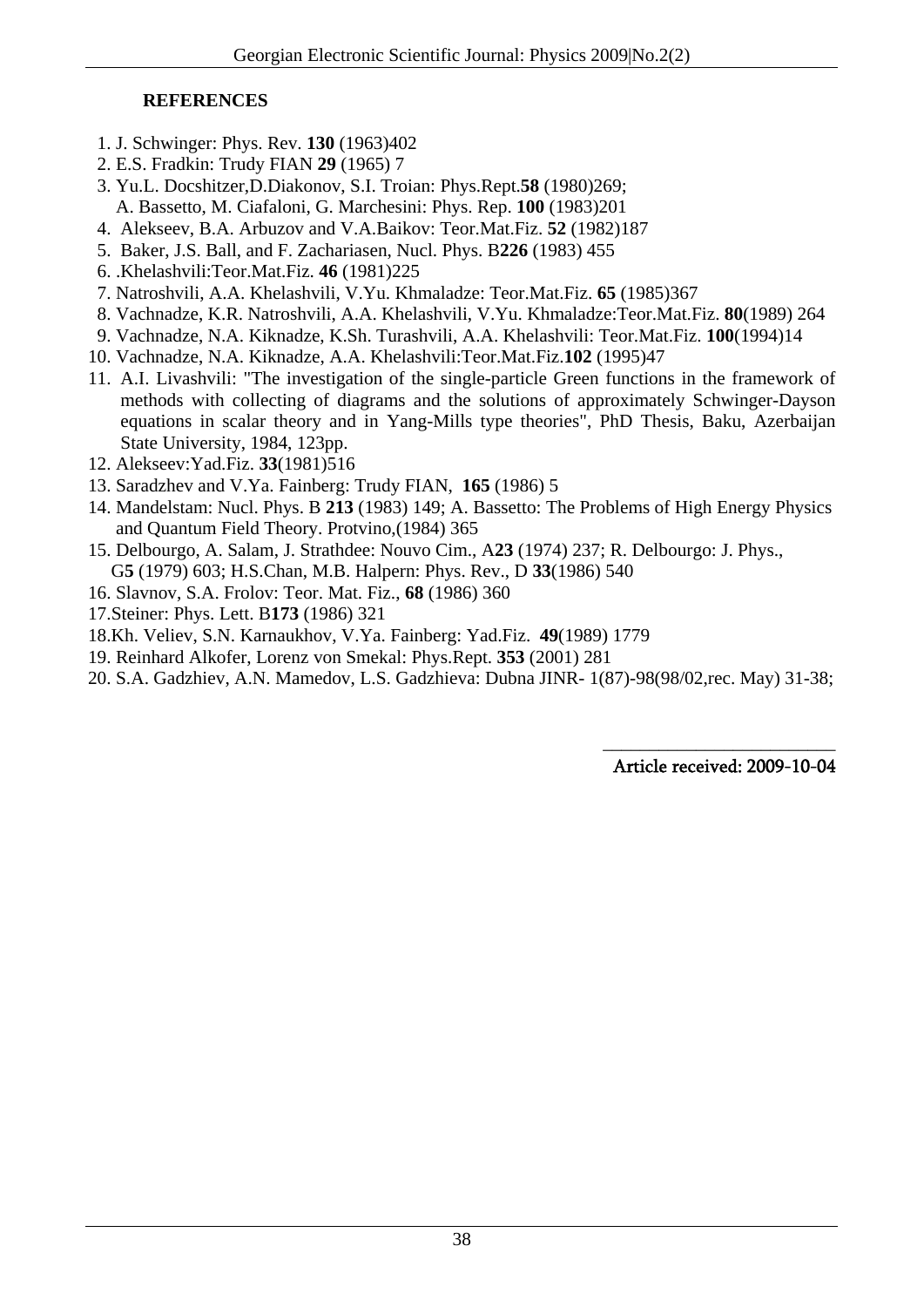**REFERENCES**

1. J. Schwinger: Phys. Rev. **130** (1963)402
2. E.S. Fradkin: Trudy FIAN **29** (1965) 7
3. Yu.L. Docshitzer,D.Diakonov, S.I. Troian: Phys.Rept.**58** (1980)269; A. Bassetto, M. Ciafaloni, G. Marchesini: Phys. Rep. **100** (1983)201
4. Alekseev, B.A. Arbuzov and V.A.Baikov: Teor.Mat.Fiz. **52** (1982)187
5. Baker, J.S. Ball, and F. Zachariasen, Nucl. Phys. B**226** (1983) 455
6. .Khelashvili:Teor.Mat.Fiz. **46** (1981)225
7. Natroshvili, A.A. Khelashvili, V.Yu. Khmaladze: Teor.Mat.Fiz. **65** (1985)367
8. Vachnadze, K.R. Natroshvili, A.A. Khelashvili, V.Yu. Khmaladze:Teor.Mat.Fiz. **80**(1989) 264
9. Vachnadze, N.A. Kiknadze, K.Sh. Turashvili, A.A. Khelashvili: Teor.Mat.Fiz. **100**(1994)14
10. Vachnadze, N.A. Kiknadze, A.A. Khelashvili:Teor.Mat.Fiz.**102** (1995)47
11. A.I. Livashvili: "The investigation of the single-particle Green functions in the framework of methods with collecting of diagrams and the solutions of approximately Schwinger-Dayson equations in scalar theory and in Yang-Mills type theories", PhD Thesis, Baku, Azerbaijan State University, 1984, 123pp.
12. Alekseev:Yad.Fiz. **33**(1981)516
13. Saradzhev and V.Ya. Fainberg: Trudy FIAN, **165** (1986) 5
14. Mandelstam: Nucl. Phys. B **213** (1983) 149; A. Bassetto: The Problems of High Energy Physics and Quantum Field Theory. Protvino,(1984) 365
15. Delbourgo, A. Salam, J. Strathdee: Nouvo Cim., A**23** (1974) 237; R. Delbourgo: J. Phys., G**5** (1979) 603; H.S.Chan, M.B. Halpern: Phys. Rev., D **33**(1986) 540
16. Slavnov, S.A. Frolov: Teor. Mat. Fiz., **68** (1986) 360
17. Steiner: Phys. Lett. B**173** (1986) 321
18. Kh. Veliev, S.N. Karnaukhov, V.Ya. Fainberg: Yad.Fiz. **49**(1989) 1779
19. Reinhard Alkofer, Lorenz von Smekal: Phys.Rept. **353** (2001) 281
20. S.A. Gadzhiev, A.N. Mamedov, L.S. Gadzhieva: Dubna JINR- 1(87)-98(98/02,rec. May) 31-38;

Article received: 2009-10-04